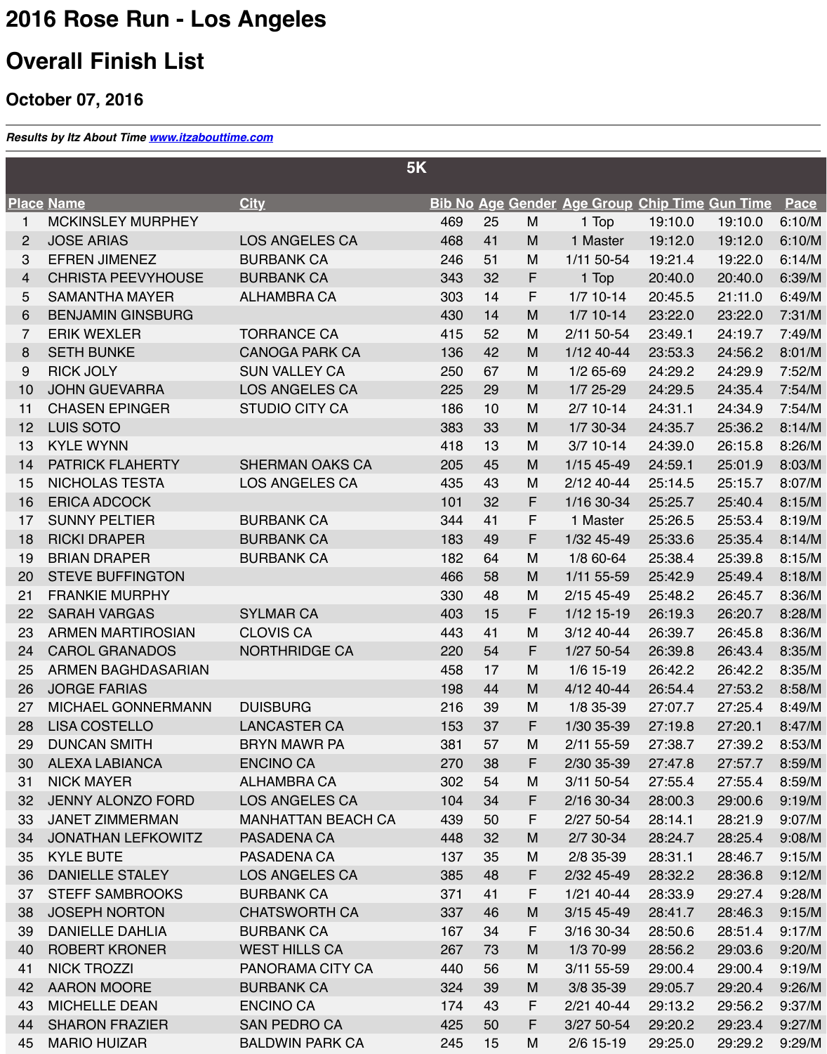# 2016 Rose Run - Los Angeles

# Overall Finish List

### October 07, 2016

***Results by Itz About Time www.itzabouttime.com***

## 5K

| Place | Name | City | Bib No | Age | Gender | Age Group | Chip Time | Gun Time | Pace |
|---|---|---|---|---|---|---|---|---|---|
| 1 | MCKINSLEY MURPHEY | | 469 | 25 | M | 1 Top | 19:10.0 | 19:10.0 | 6:10/M |
| 2 | JOSE ARIAS | LOS ANGELES CA | 468 | 41 | M | 1 Master | 19:12.0 | 19:12.0 | 6:10/M |
| 3 | EFREN JIMENEZ | BURBANK CA | 246 | 51 | M | 1/11 50-54 | 19:21.4 | 19:22.0 | 6:14/M |
| 4 | CHRISTA PEEVYHOUSE | BURBANK CA | 343 | 32 | F | 1 Top | 20:40.0 | 20:40.0 | 6:39/M |
| 5 | SAMANTHA MAYER | ALHAMBRA CA | 303 | 14 | F | 1/7 10-14 | 20:45.5 | 21:11.0 | 6:49/M |
| 6 | BENJAMIN GINSBURG | | 430 | 14 | M | 1/7 10-14 | 23:22.0 | 23:22.0 | 7:31/M |
| 7 | ERIK WEXLER | TORRANCE CA | 415 | 52 | M | 2/11 50-54 | 23:49.1 | 24:19.7 | 7:49/M |
| 8 | SETH BUNKE | CANOGA PARK CA | 136 | 42 | M | 1/12 40-44 | 23:53.3 | 24:56.2 | 8:01/M |
| 9 | RICK JOLY | SUN VALLEY CA | 250 | 67 | M | 1/2 65-69 | 24:29.2 | 24:29.9 | 7:52/M |
| 10 | JOHN GUEVARRA | LOS ANGELES CA | 225 | 29 | M | 1/7 25-29 | 24:29.5 | 24:35.4 | 7:54/M |
| 11 | CHASEN EPINGER | STUDIO CITY CA | 186 | 10 | M | 2/7 10-14 | 24:31.1 | 24:34.9 | 7:54/M |
| 12 | LUIS SOTO | | 383 | 33 | M | 1/7 30-34 | 24:35.7 | 25:36.2 | 8:14/M |
| 13 | KYLE WYNN | | 418 | 13 | M | 3/7 10-14 | 24:39.0 | 26:15.8 | 8:26/M |
| 14 | PATRICK FLAHERTY | SHERMAN OAKS CA | 205 | 45 | M | 1/15 45-49 | 24:59.1 | 25:01.9 | 8:03/M |
| 15 | NICHOLAS TESTA | LOS ANGELES CA | 435 | 43 | M | 2/12 40-44 | 25:14.5 | 25:15.7 | 8:07/M |
| 16 | ERICA ADCOCK | | 101 | 32 | F | 1/16 30-34 | 25:25.7 | 25:40.4 | 8:15/M |
| 17 | SUNNY PELTIER | BURBANK CA | 344 | 41 | F | 1 Master | 25:26.5 | 25:53.4 | 8:19/M |
| 18 | RICKI DRAPER | BURBANK CA | 183 | 49 | F | 1/32 45-49 | 25:33.6 | 25:35.4 | 8:14/M |
| 19 | BRIAN DRAPER | BURBANK CA | 182 | 64 | M | 1/8 60-64 | 25:38.4 | 25:39.8 | 8:15/M |
| 20 | STEVE BUFFINGTON | | 466 | 58 | M | 1/11 55-59 | 25:42.9 | 25:49.4 | 8:18/M |
| 21 | FRANKIE MURPHY | | 330 | 48 | M | 2/15 45-49 | 25:48.2 | 26:45.7 | 8:36/M |
| 22 | SARAH VARGAS | SYLMAR CA | 403 | 15 | F | 1/12 15-19 | 26:19.3 | 26:20.7 | 8:28/M |
| 23 | ARMEN MARTIROSIAN | CLOVIS CA | 443 | 41 | M | 3/12 40-44 | 26:39.7 | 26:45.8 | 8:36/M |
| 24 | CAROL GRANADOS | NORTHRIDGE CA | 220 | 54 | F | 1/27 50-54 | 26:39.8 | 26:43.4 | 8:35/M |
| 25 | ARMEN BAGHDASARIAN | | 458 | 17 | M | 1/6 15-19 | 26:42.2 | 26:42.2 | 8:35/M |
| 26 | JORGE FARIAS | | 198 | 44 | M | 4/12 40-44 | 26:54.4 | 27:53.2 | 8:58/M |
| 27 | MICHAEL GONNERMANN | DUISBURG | 216 | 39 | M | 1/8 35-39 | 27:07.7 | 27:25.4 | 8:49/M |
| 28 | LISA COSTELLO | LANCASTER CA | 153 | 37 | F | 1/30 35-39 | 27:19.8 | 27:20.1 | 8:47/M |
| 29 | DUNCAN SMITH | BRYN MAWR PA | 381 | 57 | M | 2/11 55-59 | 27:38.7 | 27:39.2 | 8:53/M |
| 30 | ALEXA LABIANCA | ENCINO CA | 270 | 38 | F | 2/30 35-39 | 27:47.8 | 27:57.7 | 8:59/M |
| 31 | NICK MAYER | ALHAMBRA CA | 302 | 54 | M | 3/11 50-54 | 27:55.4 | 27:55.4 | 8:59/M |
| 32 | JENNY ALONZO FORD | LOS ANGELES CA | 104 | 34 | F | 2/16 30-34 | 28:00.3 | 29:00.6 | 9:19/M |
| 33 | JANET ZIMMERMAN | MANHATTAN BEACH CA | 439 | 50 | F | 2/27 50-54 | 28:14.1 | 28:21.9 | 9:07/M |
| 34 | JONATHAN LEFKOWITZ | PASADENA CA | 448 | 32 | M | 2/7 30-34 | 28:24.7 | 28:25.4 | 9:08/M |
| 35 | KYLE BUTE | PASADENA CA | 137 | 35 | M | 2/8 35-39 | 28:31.1 | 28:46.7 | 9:15/M |
| 36 | DANIELLE STALEY | LOS ANGELES CA | 385 | 48 | F | 2/32 45-49 | 28:32.2 | 28:36.8 | 9:12/M |
| 37 | STEFF SAMBROOKS | BURBANK CA | 371 | 41 | F | 1/21 40-44 | 28:33.9 | 29:27.4 | 9:28/M |
| 38 | JOSEPH NORTON | CHATSWORTH CA | 337 | 46 | M | 3/15 45-49 | 28:41.7 | 28:46.3 | 9:15/M |
| 39 | DANIELLE DAHLIA | BURBANK CA | 167 | 34 | F | 3/16 30-34 | 28:50.6 | 28:51.4 | 9:17/M |
| 40 | ROBERT KRONER | WEST HILLS CA | 267 | 73 | M | 1/3 70-99 | 28:56.2 | 29:03.6 | 9:20/M |
| 41 | NICK TROZZI | PANORAMA CITY CA | 440 | 56 | M | 3/11 55-59 | 29:00.4 | 29:00.4 | 9:19/M |
| 42 | AARON MOORE | BURBANK CA | 324 | 39 | M | 3/8 35-39 | 29:05.7 | 29:20.4 | 9:26/M |
| 43 | MICHELLE DEAN | ENCINO CA | 174 | 43 | F | 2/21 40-44 | 29:13.2 | 29:56.2 | 9:37/M |
| 44 | SHARON FRAZIER | SAN PEDRO CA | 425 | 50 | F | 3/27 50-54 | 29:20.2 | 29:23.4 | 9:27/M |
| 45 | MARIO HUIZAR | BALDWIN PARK CA | 245 | 15 | M | 2/6 15-19 | 29:25.0 | 29:29.2 | 9:29/M |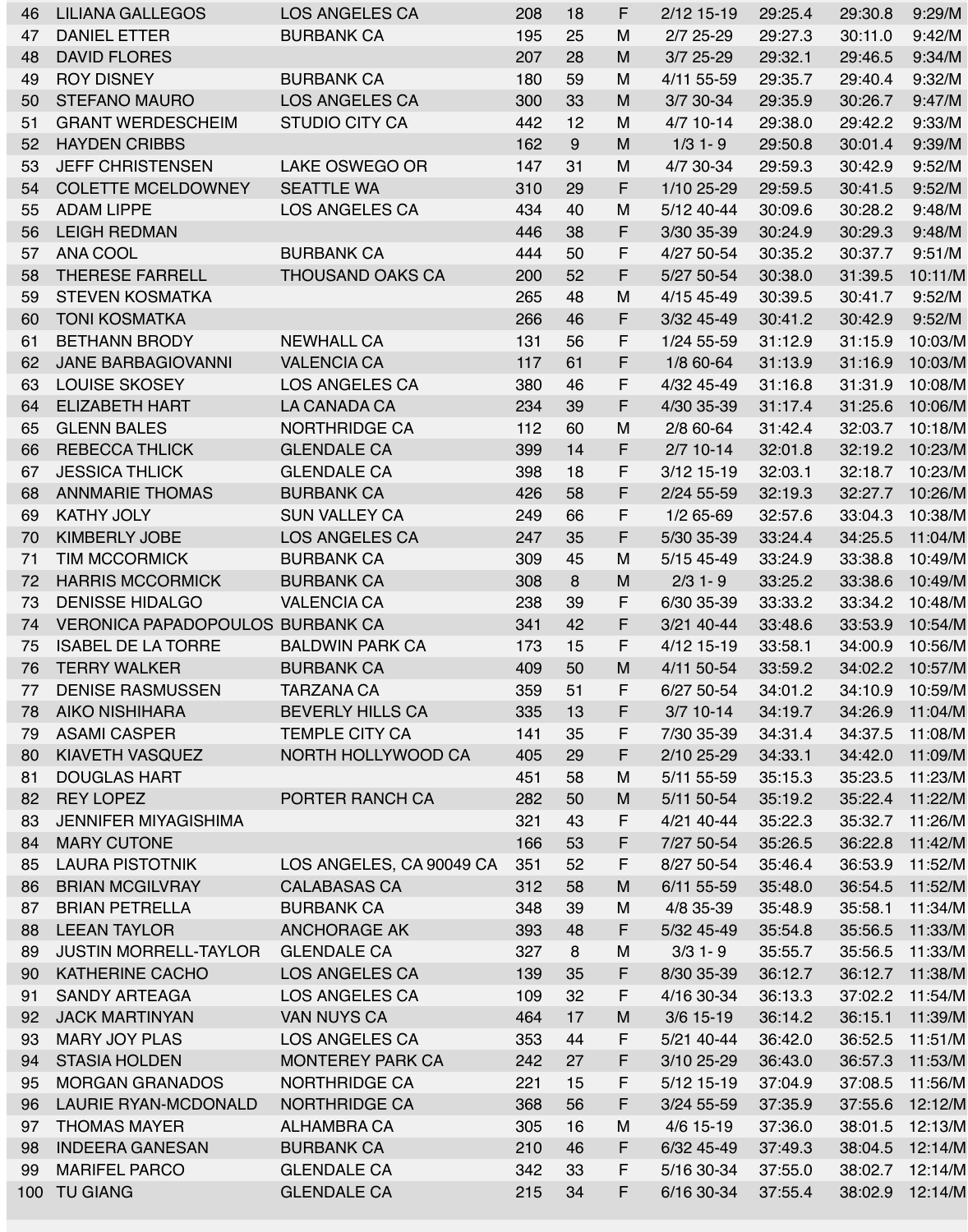| 46 | LILIANA GALLEGOS | LOS ANGELES CA | 208 | 18 | F | 2/12 15-19 | 29:25.4 | 29:30.8 | 9:29/M |
|---|---|---|---|---|---|---|---|---|---|
| 47 | DANIEL ETTER | BURBANK CA | 195 | 25 | M | 2/7 25-29 | 29:27.3 | 30:11.0 | 9:42/M |
| 48 | DAVID FLORES | | 207 | 28 | M | 3/7 25-29 | 29:32.1 | 29:46.5 | 9:34/M |
| 49 | ROY DISNEY | BURBANK CA | 180 | 59 | M | 4/11 55-59 | 29:35.7 | 29:40.4 | 9:32/M |
| 50 | STEFANO MAURO | LOS ANGELES CA | 300 | 33 | M | 3/7 30-34 | 29:35.9 | 30:26.7 | 9:47/M |
| 51 | GRANT WERDESCHEIM | STUDIO CITY CA | 442 | 12 | M | 4/7 10-14 | 29:38.0 | 29:42.2 | 9:33/M |
| 52 | HAYDEN CRIBBS | | 162 | 9 | M | 1/3 1- 9 | 29:50.8 | 30:01.4 | 9:39/M |
| 53 | JEFF CHRISTENSEN | LAKE OSWEGO OR | 147 | 31 | M | 4/7 30-34 | 29:59.3 | 30:42.9 | 9:52/M |
| 54 | COLETTE MCELDOWNEY | SEATTLE WA | 310 | 29 | F | 1/10 25-29 | 29:59.5 | 30:41.5 | 9:52/M |
| 55 | ADAM LIPPE | LOS ANGELES CA | 434 | 40 | M | 5/12 40-44 | 30:09.6 | 30:28.2 | 9:48/M |
| 56 | LEIGH REDMAN | | 446 | 38 | F | 3/30 35-39 | 30:24.9 | 30:29.3 | 9:48/M |
| 57 | ANA COOL | BURBANK CA | 444 | 50 | F | 4/27 50-54 | 30:35.2 | 30:37.7 | 9:51/M |
| 58 | THERESE FARRELL | THOUSAND OAKS CA | 200 | 52 | F | 5/27 50-54 | 30:38.0 | 31:39.5 | 10:11/M |
| 59 | STEVEN KOSMATKA | | 265 | 48 | M | 4/15 45-49 | 30:39.5 | 30:41.7 | 9:52/M |
| 60 | TONI KOSMATKA | | 266 | 46 | F | 3/32 45-49 | 30:41.2 | 30:42.9 | 9:52/M |
| 61 | BETHANN BRODY | NEWHALL CA | 131 | 56 | F | 1/24 55-59 | 31:12.9 | 31:15.9 | 10:03/M |
| 62 | JANE BARBAGIOVANNI | VALENCIA CA | 117 | 61 | F | 1/8 60-64 | 31:13.9 | 31:16.9 | 10:03/M |
| 63 | LOUISE SKOSEY | LOS ANGELES CA | 380 | 46 | F | 4/32 45-49 | 31:16.8 | 31:31.9 | 10:08/M |
| 64 | ELIZABETH HART | LA CANADA CA | 234 | 39 | F | 4/30 35-39 | 31:17.4 | 31:25.6 | 10:06/M |
| 65 | GLENN BALES | NORTHRIDGE CA | 112 | 60 | M | 2/8 60-64 | 31:42.4 | 32:03.7 | 10:18/M |
| 66 | REBECCA THLICK | GLENDALE CA | 399 | 14 | F | 2/7 10-14 | 32:01.8 | 32:19.2 | 10:23/M |
| 67 | JESSICA THLICK | GLENDALE CA | 398 | 18 | F | 3/12 15-19 | 32:03.1 | 32:18.7 | 10:23/M |
| 68 | ANNMARIE THOMAS | BURBANK CA | 426 | 58 | F | 2/24 55-59 | 32:19.3 | 32:27.7 | 10:26/M |
| 69 | KATHY JOLY | SUN VALLEY CA | 249 | 66 | F | 1/2 65-69 | 32:57.6 | 33:04.3 | 10:38/M |
| 70 | KIMBERLY JOBE | LOS ANGELES CA | 247 | 35 | F | 5/30 35-39 | 33:24.4 | 34:25.5 | 11:04/M |
| 71 | TIM MCCORMICK | BURBANK CA | 309 | 45 | M | 5/15 45-49 | 33:24.9 | 33:38.8 | 10:49/M |
| 72 | HARRIS MCCORMICK | BURBANK CA | 308 | 8 | M | 2/3 1- 9 | 33:25.2 | 33:38.6 | 10:49/M |
| 73 | DENISSE HIDALGO | VALENCIA CA | 238 | 39 | F | 6/30 35-39 | 33:33.2 | 33:34.2 | 10:48/M |
| 74 | VERONICA PAPADOPOULOS | BURBANK CA | 341 | 42 | F | 3/21 40-44 | 33:48.6 | 33:53.9 | 10:54/M |
| 75 | ISABEL DE LA TORRE | BALDWIN PARK CA | 173 | 15 | F | 4/12 15-19 | 33:58.1 | 34:00.9 | 10:56/M |
| 76 | TERRY WALKER | BURBANK CA | 409 | 50 | M | 4/11 50-54 | 33:59.2 | 34:02.2 | 10:57/M |
| 77 | DENISE RASMUSSEN | TARZANA CA | 359 | 51 | F | 6/27 50-54 | 34:01.2 | 34:10.9 | 10:59/M |
| 78 | AIKO NISHIHARA | BEVERLY HILLS CA | 335 | 13 | F | 3/7 10-14 | 34:19.7 | 34:26.9 | 11:04/M |
| 79 | ASAMI CASPER | TEMPLE CITY CA | 141 | 35 | F | 7/30 35-39 | 34:31.4 | 34:37.5 | 11:08/M |
| 80 | KIAVETH VASQUEZ | NORTH HOLLYWOOD CA | 405 | 29 | F | 2/10 25-29 | 34:33.1 | 34:42.0 | 11:09/M |
| 81 | DOUGLAS HART | | 451 | 58 | M | 5/11 55-59 | 35:15.3 | 35:23.5 | 11:23/M |
| 82 | REY LOPEZ | PORTER RANCH CA | 282 | 50 | M | 5/11 50-54 | 35:19.2 | 35:22.4 | 11:22/M |
| 83 | JENNIFER MIYAGISHIMA | | 321 | 43 | F | 4/21 40-44 | 35:22.3 | 35:32.7 | 11:26/M |
| 84 | MARY CUTONE | | 166 | 53 | F | 7/27 50-54 | 35:26.5 | 36:22.8 | 11:42/M |
| 85 | LAURA PISTOTNIK | LOS ANGELES, CA 90049 CA | 351 | 52 | F | 8/27 50-54 | 35:46.4 | 36:53.9 | 11:52/M |
| 86 | BRIAN MCGILVRAY | CALABASAS CA | 312 | 58 | M | 6/11 55-59 | 35:48.0 | 36:54.5 | 11:52/M |
| 87 | BRIAN PETRELLA | BURBANK CA | 348 | 39 | M | 4/8 35-39 | 35:48.9 | 35:58.1 | 11:34/M |
| 88 | LEEAN TAYLOR | ANCHORAGE AK | 393 | 48 | F | 5/32 45-49 | 35:54.8 | 35:56.5 | 11:33/M |
| 89 | JUSTIN MORRELL-TAYLOR | GLENDALE CA | 327 | 8 | M | 3/3 1- 9 | 35:55.7 | 35:56.5 | 11:33/M |
| 90 | KATHERINE CACHO | LOS ANGELES CA | 139 | 35 | F | 8/30 35-39 | 36:12.7 | 36:12.7 | 11:38/M |
| 91 | SANDY ARTEAGA | LOS ANGELES CA | 109 | 32 | F | 4/16 30-34 | 36:13.3 | 37:02.2 | 11:54/M |
| 92 | JACK MARTINYAN | VAN NUYS CA | 464 | 17 | M | 3/6 15-19 | 36:14.2 | 36:15.1 | 11:39/M |
| 93 | MARY JOY PLAS | LOS ANGELES CA | 353 | 44 | F | 5/21 40-44 | 36:42.0 | 36:52.5 | 11:51/M |
| 94 | STASIA HOLDEN | MONTEREY PARK CA | 242 | 27 | F | 3/10 25-29 | 36:43.0 | 36:57.3 | 11:53/M |
| 95 | MORGAN GRANADOS | NORTHRIDGE CA | 221 | 15 | F | 5/12 15-19 | 37:04.9 | 37:08.5 | 11:56/M |
| 96 | LAURIE RYAN-MCDONALD | NORTHRIDGE CA | 368 | 56 | F | 3/24 55-59 | 37:35.9 | 37:55.6 | 12:12/M |
| 97 | THOMAS MAYER | ALHAMBRA CA | 305 | 16 | M | 4/6 15-19 | 37:36.0 | 38:01.5 | 12:13/M |
| 98 | INDEERA GANESAN | BURBANK CA | 210 | 46 | F | 6/32 45-49 | 37:49.3 | 38:04.5 | 12:14/M |
| 99 | MARIFEL PARCO | GLENDALE CA | 342 | 33 | F | 5/16 30-34 | 37:55.0 | 38:02.7 | 12:14/M |
| 100 | TU GIANG | GLENDALE CA | 215 | 34 | F | 6/16 30-34 | 37:55.4 | 38:02.9 | 12:14/M |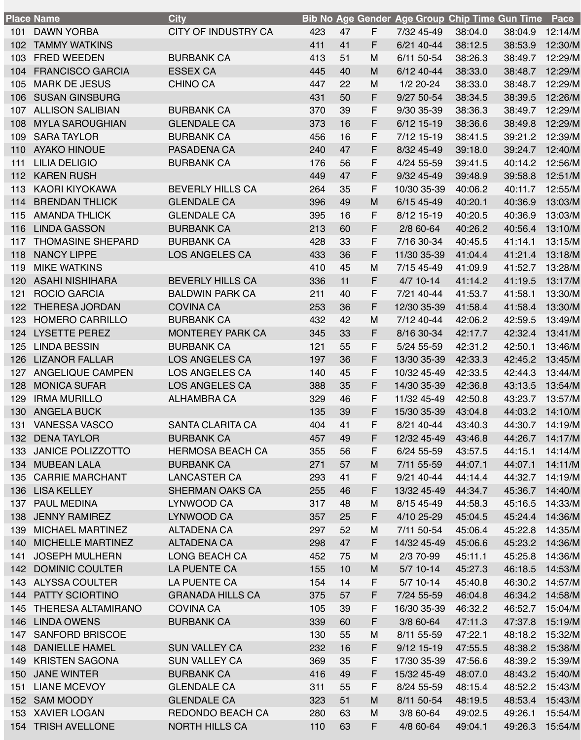| Place | Name | City | Bib No | Age | Gender | Age Group | Chip Time | Gun Time | Pace |
|---|---|---|---|---|---|---|---|---|---|
| 101 | DAWN YORBA | CITY OF INDUSTRY CA | 423 | 47 | F | 7/32 45-49 | 38:04.0 | 38:04.9 | 12:14/M |
| 102 | TAMMY WATKINS | | 411 | 41 | F | 6/21 40-44 | 38:12.5 | 38:53.9 | 12:30/M |
| 103 | FRED WEEDEN | BURBANK CA | 413 | 51 | M | 6/11 50-54 | 38:26.3 | 38:49.7 | 12:29/M |
| 104 | FRANCISCO GARCIA | ESSEX CA | 445 | 40 | M | 6/12 40-44 | 38:33.0 | 38:48.7 | 12:29/M |
| 105 | MARK DE JESUS | CHINO CA | 447 | 22 | M | 1/2 20-24 | 38:33.0 | 38:48.7 | 12:29/M |
| 106 | SUSAN GINSBURG | | 431 | 50 | F | 9/27 50-54 | 38:34.5 | 38:39.5 | 12:26/M |
| 107 | ALLISON SALIBIAN | BURBANK CA | 370 | 39 | F | 9/30 35-39 | 38:36.3 | 38:49.7 | 12:29/M |
| 108 | MYLA SAROUGHIAN | GLENDALE CA | 373 | 16 | F | 6/12 15-19 | 38:36.6 | 38:49.8 | 12:29/M |
| 109 | SARA TAYLOR | BURBANK CA | 456 | 16 | F | 7/12 15-19 | 38:41.5 | 39:21.2 | 12:39/M |
| 110 | AYAKO HINOUE | PASADENA CA | 240 | 47 | F | 8/32 45-49 | 39:18.0 | 39:24.7 | 12:40/M |
| 111 | LILIA DELIGIO | BURBANK CA | 176 | 56 | F | 4/24 55-59 | 39:41.5 | 40:14.2 | 12:56/M |
| 112 | KAREN RUSH | | 449 | 47 | F | 9/32 45-49 | 39:48.9 | 39:58.8 | 12:51/M |
| 113 | KAORI KIYOKAWA | BEVERLY HILLS CA | 264 | 35 | F | 10/30 35-39 | 40:06.2 | 40:11.7 | 12:55/M |
| 114 | BRENDAN THLICK | GLENDALE CA | 396 | 49 | M | 6/15 45-49 | 40:20.1 | 40:36.9 | 13:03/M |
| 115 | AMANDA THLICK | GLENDALE CA | 395 | 16 | F | 8/12 15-19 | 40:20.5 | 40:36.9 | 13:03/M |
| 116 | LINDA GASSON | BURBANK CA | 213 | 60 | F | 2/8 60-64 | 40:26.2 | 40:56.4 | 13:10/M |
| 117 | THOMASINE SHEPARD | BURBANK CA | 428 | 33 | F | 7/16 30-34 | 40:45.5 | 41:14.1 | 13:15/M |
| 118 | NANCY LIPPE | LOS ANGELES CA | 433 | 36 | F | 11/30 35-39 | 41:04.4 | 41:21.4 | 13:18/M |
| 119 | MIKE WATKINS | | 410 | 45 | M | 7/15 45-49 | 41:09.9 | 41:52.7 | 13:28/M |
| 120 | ASAHI NISHIHARA | BEVERLY HILLS CA | 336 | 11 | F | 4/7 10-14 | 41:14.2 | 41:19.5 | 13:17/M |
| 121 | ROCIO GARCIA | BALDWIN PARK CA | 211 | 40 | F | 7/21 40-44 | 41:53.7 | 41:58.1 | 13:30/M |
| 122 | THERESA JORDAN | COVINA CA | 253 | 36 | F | 12/30 35-39 | 41:58.4 | 41:58.4 | 13:30/M |
| 123 | HOMERO CARRILLO | BURBANK CA | 432 | 42 | M | 7/12 40-44 | 42:06.2 | 42:59.5 | 13:49/M |
| 124 | LYSETTE PEREZ | MONTEREY PARK CA | 345 | 33 | F | 8/16 30-34 | 42:17.7 | 42:32.4 | 13:41/M |
| 125 | LINDA BESSIN | BURBANK CA | 121 | 55 | F | 5/24 55-59 | 42:31.2 | 42:50.1 | 13:46/M |
| 126 | LIZANOR FALLAR | LOS ANGELES CA | 197 | 36 | F | 13/30 35-39 | 42:33.3 | 42:45.2 | 13:45/M |
| 127 | ANGELIQUE CAMPEN | LOS ANGELES CA | 140 | 45 | F | 10/32 45-49 | 42:33.5 | 42:44.3 | 13:44/M |
| 128 | MONICA SUFAR | LOS ANGELES CA | 388 | 35 | F | 14/30 35-39 | 42:36.8 | 43:13.5 | 13:54/M |
| 129 | IRMA MURILLO | ALHAMBRA CA | 329 | 46 | F | 11/32 45-49 | 42:50.8 | 43:23.7 | 13:57/M |
| 130 | ANGELA BUCK | | 135 | 39 | F | 15/30 35-39 | 43:04.8 | 44:03.2 | 14:10/M |
| 131 | VANESSA VASCO | SANTA CLARITA CA | 404 | 41 | F | 8/21 40-44 | 43:40.3 | 44:30.7 | 14:19/M |
| 132 | DENA TAYLOR | BURBANK CA | 457 | 49 | F | 12/32 45-49 | 43:46.8 | 44:26.7 | 14:17/M |
| 133 | JANICE POLIZZOTTO | HERMOSA BEACH CA | 355 | 56 | F | 6/24 55-59 | 43:57.5 | 44:15.1 | 14:14/M |
| 134 | MUBEAN LALA | BURBANK CA | 271 | 57 | M | 7/11 55-59 | 44:07.1 | 44:07.1 | 14:11/M |
| 135 | CARRIE MARCHANT | LANCASTER CA | 293 | 41 | F | 9/21 40-44 | 44:14.4 | 44:32.7 | 14:19/M |
| 136 | LISA KELLEY | SHERMAN OAKS CA | 255 | 46 | F | 13/32 45-49 | 44:34.7 | 45:36.7 | 14:40/M |
| 137 | PAUL MEDINA | LYNWOOD CA | 317 | 48 | M | 8/15 45-49 | 44:58.3 | 45:16.5 | 14:33/M |
| 138 | JENNY RAMIREZ | LYNWOOD CA | 357 | 25 | F | 4/10 25-29 | 45:04.5 | 45:24.4 | 14:36/M |
| 139 | MICHAEL MARTINEZ | ALTADENA CA | 297 | 52 | M | 7/11 50-54 | 45:06.4 | 45:22.8 | 14:35/M |
| 140 | MICHELLE MARTINEZ | ALTADENA CA | 298 | 47 | F | 14/32 45-49 | 45:06.6 | 45:23.2 | 14:36/M |
| 141 | JOSEPH MULHERN | LONG BEACH CA | 452 | 75 | M | 2/3 70-99 | 45:11.1 | 45:25.8 | 14:36/M |
| 142 | DOMINIC COULTER | LA PUENTE CA | 155 | 10 | M | 5/7 10-14 | 45:27.3 | 46:18.5 | 14:53/M |
| 143 | ALYSSA COULTER | LA PUENTE CA | 154 | 14 | F | 5/7 10-14 | 45:40.8 | 46:30.2 | 14:57/M |
| 144 | PATTY SCIORTINO | GRANADA HILLS CA | 375 | 57 | F | 7/24 55-59 | 46:04.8 | 46:34.2 | 14:58/M |
| 145 | THERESA ALTAMIRANO | COVINA CA | 105 | 39 | F | 16/30 35-39 | 46:32.2 | 46:52.7 | 15:04/M |
| 146 | LINDA OWENS | BURBANK CA | 339 | 60 | F | 3/8 60-64 | 47:11.3 | 47:37.8 | 15:19/M |
| 147 | SANFORD BRISCOE | | 130 | 55 | M | 8/11 55-59 | 47:22.1 | 48:18.2 | 15:32/M |
| 148 | DANIELLE HAMEL | SUN VALLEY CA | 232 | 16 | F | 9/12 15-19 | 47:55.5 | 48:38.2 | 15:38/M |
| 149 | KRISTEN SAGONA | SUN VALLEY CA | 369 | 35 | F | 17/30 35-39 | 47:56.6 | 48:39.2 | 15:39/M |
| 150 | JANE WINTER | BURBANK CA | 416 | 49 | F | 15/32 45-49 | 48:07.0 | 48:43.2 | 15:40/M |
| 151 | LIANE MCEVOY | GLENDALE CA | 311 | 55 | F | 8/24 55-59 | 48:15.4 | 48:52.2 | 15:43/M |
| 152 | SAM MOODY | GLENDALE CA | 323 | 51 | M | 8/11 50-54 | 48:19.5 | 48:53.4 | 15:43/M |
| 153 | XAVIER LOGAN | REDONDO BEACH CA | 280 | 63 | M | 3/8 60-64 | 49:02.5 | 49:26.1 | 15:54/M |
| 154 | TRISH AVELLONE | NORTH HILLS CA | 110 | 63 | F | 4/8 60-64 | 49:04.1 | 49:26.3 | 15:54/M |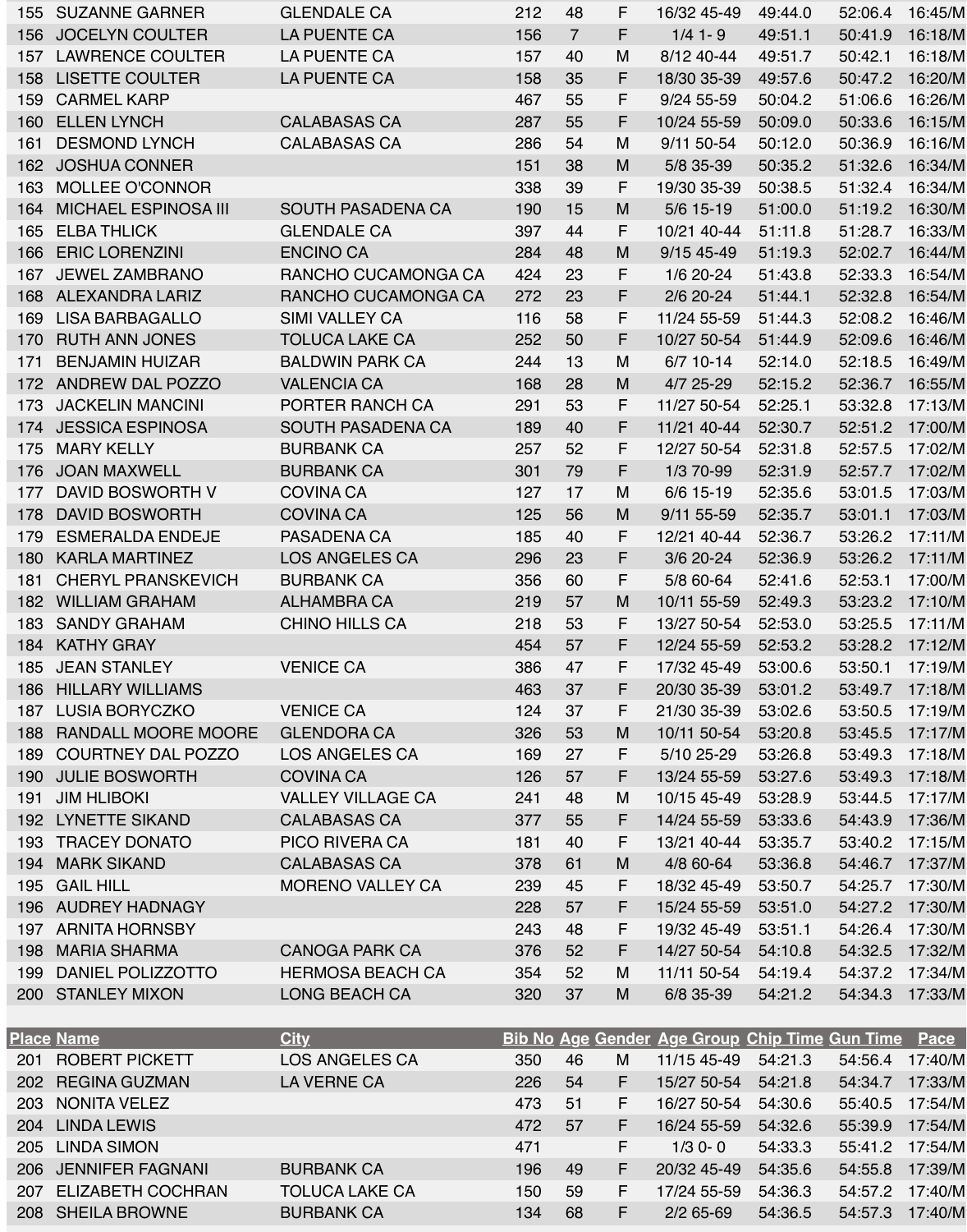| Place | Name | City | Bib No | Age | Gender | Age Group | Chip Time | Gun Time | Pace |
|---|---|---|---|---|---|---|---|---|---|
| 155 | SUZANNE GARNER | GLENDALE CA | 212 | 48 | F | 16/32 45-49 | 49:44.0 | 52:06.4 | 16:45/M |
| 156 | JOCELYN COULTER | LA PUENTE CA | 156 | 7 | F | 1/4 1- 9 | 49:51.1 | 50:41.9 | 16:18/M |
| 157 | LAWRENCE COULTER | LA PUENTE CA | 157 | 40 | M | 8/12 40-44 | 49:51.7 | 50:42.1 | 16:18/M |
| 158 | LISETTE COULTER | LA PUENTE CA | 158 | 35 | F | 18/30 35-39 | 49:57.6 | 50:47.2 | 16:20/M |
| 159 | CARMEL KARP | | 467 | 55 | F | 9/24 55-59 | 50:04.2 | 51:06.6 | 16:26/M |
| 160 | ELLEN LYNCH | CALABASAS CA | 287 | 55 | F | 10/24 55-59 | 50:09.0 | 50:33.6 | 16:15/M |
| 161 | DESMOND LYNCH | CALABASAS CA | 286 | 54 | M | 9/11 50-54 | 50:12.0 | 50:36.9 | 16:16/M |
| 162 | JOSHUA CONNER | | 151 | 38 | M | 5/8 35-39 | 50:35.2 | 51:32.6 | 16:34/M |
| 163 | MOLLEE O'CONNOR | | 338 | 39 | F | 19/30 35-39 | 50:38.5 | 51:32.4 | 16:34/M |
| 164 | MICHAEL ESPINOSA III | SOUTH PASADENA CA | 190 | 15 | M | 5/6 15-19 | 51:00.0 | 51:19.2 | 16:30/M |
| 165 | ELBA THLICK | GLENDALE CA | 397 | 44 | F | 10/21 40-44 | 51:11.8 | 51:28.7 | 16:33/M |
| 166 | ERIC LORENZINI | ENCINO CA | 284 | 48 | M | 9/15 45-49 | 51:19.3 | 52:02.7 | 16:44/M |
| 167 | JEWEL ZAMBRANO | RANCHO CUCAMONGA CA | 424 | 23 | F | 1/6 20-24 | 51:43.8 | 52:33.3 | 16:54/M |
| 168 | ALEXANDRA LARIZ | RANCHO CUCAMONGA CA | 272 | 23 | F | 2/6 20-24 | 51:44.1 | 52:32.8 | 16:54/M |
| 169 | LISA BARBAGALLO | SIMI VALLEY CA | 116 | 58 | F | 11/24 55-59 | 51:44.3 | 52:08.2 | 16:46/M |
| 170 | RUTH ANN JONES | TOLUCA LAKE CA | 252 | 50 | F | 10/27 50-54 | 51:44.9 | 52:09.6 | 16:46/M |
| 171 | BENJAMIN HUIZAR | BALDWIN PARK CA | 244 | 13 | M | 6/7 10-14 | 52:14.0 | 52:18.5 | 16:49/M |
| 172 | ANDREW DAL POZZO | VALENCIA CA | 168 | 28 | M | 4/7 25-29 | 52:15.2 | 52:36.7 | 16:55/M |
| 173 | JACKELIN MANCINI | PORTER RANCH CA | 291 | 53 | F | 11/27 50-54 | 52:25.1 | 53:32.8 | 17:13/M |
| 174 | JESSICA ESPINOSA | SOUTH PASADENA CA | 189 | 40 | F | 11/21 40-44 | 52:30.7 | 52:51.2 | 17:00/M |
| 175 | MARY KELLY | BURBANK CA | 257 | 52 | F | 12/27 50-54 | 52:31.8 | 52:57.5 | 17:02/M |
| 176 | JOAN MAXWELL | BURBANK CA | 301 | 79 | F | 1/3 70-99 | 52:31.9 | 52:57.7 | 17:02/M |
| 177 | DAVID BOSWORTH V | COVINA CA | 127 | 17 | M | 6/6 15-19 | 52:35.6 | 53:01.5 | 17:03/M |
| 178 | DAVID BOSWORTH | COVINA CA | 125 | 56 | M | 9/11 55-59 | 52:35.7 | 53:01.1 | 17:03/M |
| 179 | ESMERALDA ENDEJE | PASADENA CA | 185 | 40 | F | 12/21 40-44 | 52:36.7 | 53:26.2 | 17:11/M |
| 180 | KARLA MARTINEZ | LOS ANGELES CA | 296 | 23 | F | 3/6 20-24 | 52:36.9 | 53:26.2 | 17:11/M |
| 181 | CHERYL PRANSKEVICH | BURBANK CA | 356 | 60 | F | 5/8 60-64 | 52:41.6 | 52:53.1 | 17:00/M |
| 182 | WILLIAM GRAHAM | ALHAMBRA CA | 219 | 57 | M | 10/11 55-59 | 52:49.3 | 53:23.2 | 17:10/M |
| 183 | SANDY GRAHAM | CHINO HILLS CA | 218 | 53 | F | 13/27 50-54 | 52:53.0 | 53:25.5 | 17:11/M |
| 184 | KATHY GRAY | | 454 | 57 | F | 12/24 55-59 | 52:53.2 | 53:28.2 | 17:12/M |
| 185 | JEAN STANLEY | VENICE CA | 386 | 47 | F | 17/32 45-49 | 53:00.6 | 53:50.1 | 17:19/M |
| 186 | HILLARY WILLIAMS | | 463 | 37 | F | 20/30 35-39 | 53:01.2 | 53:49.7 | 17:18/M |
| 187 | LUSIA BORYCZKO | VENICE CA | 124 | 37 | F | 21/30 35-39 | 53:02.6 | 53:50.5 | 17:19/M |
| 188 | RANDALL MOORE MOORE | GLENDORA CA | 326 | 53 | M | 10/11 50-54 | 53:20.8 | 53:45.5 | 17:17/M |
| 189 | COURTNEY DAL POZZO | LOS ANGELES CA | 169 | 27 | F | 5/10 25-29 | 53:26.8 | 53:49.3 | 17:18/M |
| 190 | JULIE BOSWORTH | COVINA CA | 126 | 57 | F | 13/24 55-59 | 53:27.6 | 53:49.3 | 17:18/M |
| 191 | JIM HLIBOKI | VALLEY VILLAGE CA | 241 | 48 | M | 10/15 45-49 | 53:28.9 | 53:44.5 | 17:17/M |
| 192 | LYNETTE SIKAND | CALABASAS CA | 377 | 55 | F | 14/24 55-59 | 53:33.6 | 54:43.9 | 17:36/M |
| 193 | TRACEY DONATO | PICO RIVERA CA | 181 | 40 | F | 13/21 40-44 | 53:35.7 | 53:40.2 | 17:15/M |
| 194 | MARK SIKAND | CALABASAS CA | 378 | 61 | M | 4/8 60-64 | 53:36.8 | 54:46.7 | 17:37/M |
| 195 | GAIL HILL | MORENO VALLEY CA | 239 | 45 | F | 18/32 45-49 | 53:50.7 | 54:25.7 | 17:30/M |
| 196 | AUDREY HADNAGY | | 228 | 57 | F | 15/24 55-59 | 53:51.0 | 54:27.2 | 17:30/M |
| 197 | ARNITA HORNSBY | | 243 | 48 | F | 19/32 45-49 | 53:51.1 | 54:26.4 | 17:30/M |
| 198 | MARIA SHARMA | CANOGA PARK CA | 376 | 52 | F | 14/27 50-54 | 54:10.8 | 54:32.5 | 17:32/M |
| 199 | DANIEL POLIZZOTTO | HERMOSA BEACH CA | 354 | 52 | M | 11/11 50-54 | 54:19.4 | 54:37.2 | 17:34/M |
| 200 | STANLEY MIXON | LONG BEACH CA | 320 | 37 | M | 6/8 35-39 | 54:21.2 | 54:34.3 | 17:33/M |
| 201 | ROBERT PICKETT | LOS ANGELES CA | 350 | 46 | M | 11/15 45-49 | 54:21.3 | 54:56.4 | 17:40/M |
| 202 | REGINA GUZMAN | LA VERNE CA | 226 | 54 | F | 15/27 50-54 | 54:21.8 | 54:34.7 | 17:33/M |
| 203 | NONITA VELEZ | | 473 | 51 | F | 16/27 50-54 | 54:30.6 | 55:40.5 | 17:54/M |
| 204 | LINDA LEWIS | | 472 | 57 | F | 16/24 55-59 | 54:32.6 | 55:39.9 | 17:54/M |
| 205 | LINDA SIMON | | 471 | | F | 1/3 0- 0 | 54:33.3 | 55:41.2 | 17:54/M |
| 206 | JENNIFER FAGNANI | BURBANK CA | 196 | 49 | F | 20/32 45-49 | 54:35.6 | 54:55.8 | 17:39/M |
| 207 | ELIZABETH COCHRAN | TOLUCA LAKE CA | 150 | 59 | F | 17/24 55-59 | 54:36.3 | 54:57.2 | 17:40/M |
| 208 | SHEILA BROWNE | BURBANK CA | 134 | 68 | F | 2/2 65-69 | 54:36.5 | 54:57.3 | 17:40/M |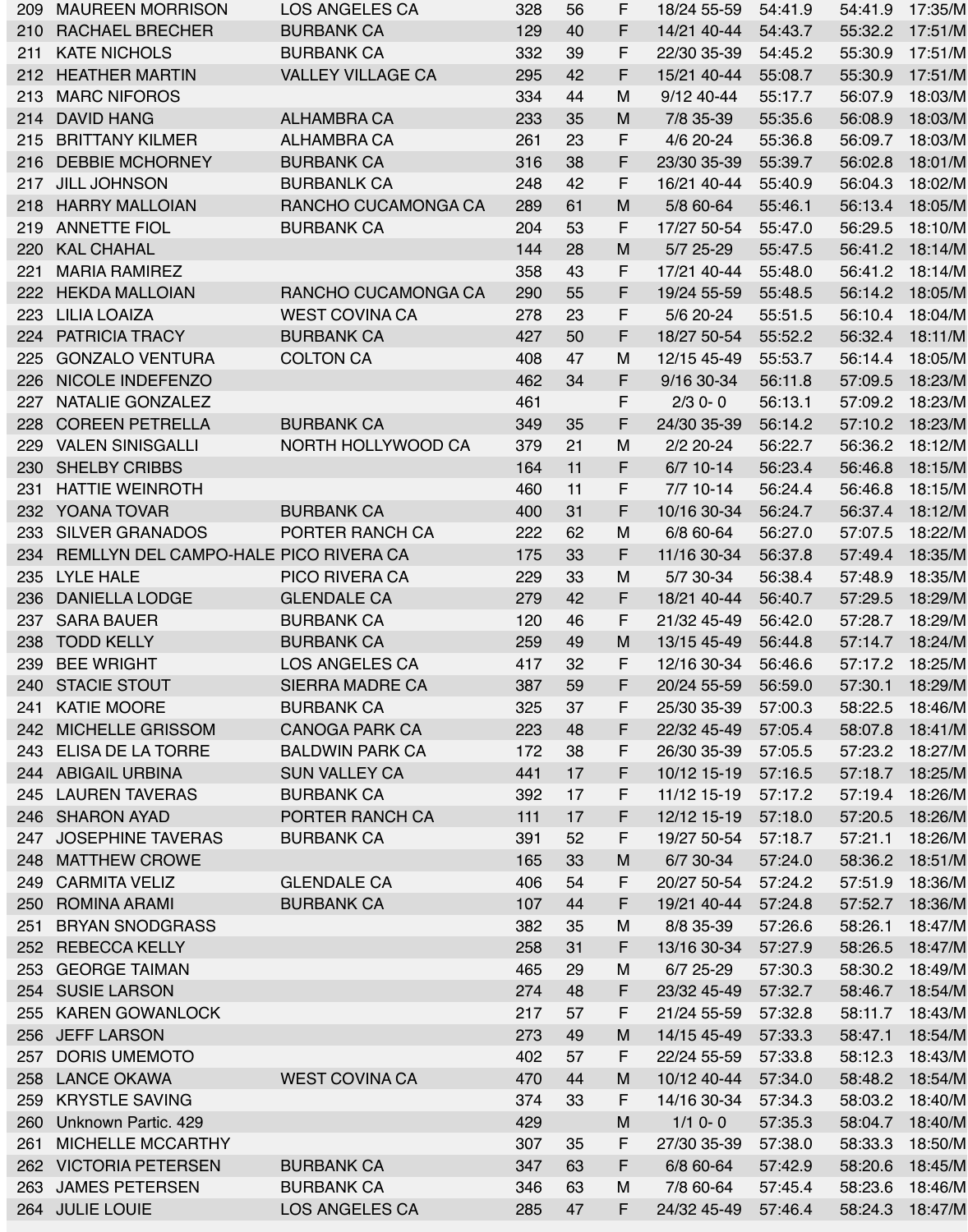| | | | | | | | | | |
|---|---|---|---|---|---|---|---|---|---|
| 209 | MAUREEN MORRISON | LOS ANGELES CA | 328 | 56 | F | 18/24 55-59 | 54:41.9 | 54:41.9 | 17:35/M |
| 210 | RACHAEL BRECHER | BURBANK CA | 129 | 40 | F | 14/21 40-44 | 54:43.7 | 55:32.2 | 17:51/M |
| 211 | KATE NICHOLS | BURBANK CA | 332 | 39 | F | 22/30 35-39 | 54:45.2 | 55:30.9 | 17:51/M |
| 212 | HEATHER MARTIN | VALLEY VILLAGE CA | 295 | 42 | F | 15/21 40-44 | 55:08.7 | 55:30.9 | 17:51/M |
| 213 | MARC NIFOROS | | 334 | 44 | M | 9/12 40-44 | 55:17.7 | 56:07.9 | 18:03/M |
| 214 | DAVID HANG | ALHAMBRA CA | 233 | 35 | M | 7/8 35-39 | 55:35.6 | 56:08.9 | 18:03/M |
| 215 | BRITTANY KILMER | ALHAMBRA CA | 261 | 23 | F | 4/6 20-24 | 55:36.8 | 56:09.7 | 18:03/M |
| 216 | DEBBIE MCHORNEY | BURBANK CA | 316 | 38 | F | 23/30 35-39 | 55:39.7 | 56:02.8 | 18:01/M |
| 217 | JILL JOHNSON | BURBANLK CA | 248 | 42 | F | 16/21 40-44 | 55:40.9 | 56:04.3 | 18:02/M |
| 218 | HARRY MALLOIAN | RANCHO CUCAMONGA CA | 289 | 61 | M | 5/8 60-64 | 55:46.1 | 56:13.4 | 18:05/M |
| 219 | ANNETTE FIOL | BURBANK CA | 204 | 53 | F | 17/27 50-54 | 55:47.0 | 56:29.5 | 18:10/M |
| 220 | KAL CHAHAL | | 144 | 28 | M | 5/7 25-29 | 55:47.5 | 56:41.2 | 18:14/M |
| 221 | MARIA RAMIREZ | | 358 | 43 | F | 17/21 40-44 | 55:48.0 | 56:41.2 | 18:14/M |
| 222 | HEKDA MALLOIAN | RANCHO CUCAMONGA CA | 290 | 55 | F | 19/24 55-59 | 55:48.5 | 56:14.2 | 18:05/M |
| 223 | LILIA LOAIZA | WEST COVINA CA | 278 | 23 | F | 5/6 20-24 | 55:51.5 | 56:10.4 | 18:04/M |
| 224 | PATRICIA TRACY | BURBANK CA | 427 | 50 | F | 18/27 50-54 | 55:52.2 | 56:32.4 | 18:11/M |
| 225 | GONZALO VENTURA | COLTON CA | 408 | 47 | M | 12/15 45-49 | 55:53.7 | 56:14.4 | 18:05/M |
| 226 | NICOLE INDEFENZO | | 462 | 34 | F | 9/16 30-34 | 56:11.8 | 57:09.5 | 18:23/M |
| 227 | NATALIE GONZALEZ | | 461 | | F | 2/3 0- 0 | 56:13.1 | 57:09.2 | 18:23/M |
| 228 | COREEN PETRELLA | BURBANK CA | 349 | 35 | F | 24/30 35-39 | 56:14.2 | 57:10.2 | 18:23/M |
| 229 | VALEN SINISGALLI | NORTH HOLLYWOOD CA | 379 | 21 | M | 2/2 20-24 | 56:22.7 | 56:36.2 | 18:12/M |
| 230 | SHELBY CRIBBS | | 164 | 11 | F | 6/7 10-14 | 56:23.4 | 56:46.8 | 18:15/M |
| 231 | HATTIE WEINROTH | | 460 | 11 | F | 7/7 10-14 | 56:24.4 | 56:46.8 | 18:15/M |
| 232 | YOANA TOVAR | BURBANK CA | 400 | 31 | F | 10/16 30-34 | 56:24.7 | 56:37.4 | 18:12/M |
| 233 | SILVER GRANADOS | PORTER RANCH CA | 222 | 62 | M | 6/8 60-64 | 56:27.0 | 57:07.5 | 18:22/M |
| 234 | REMLLYN DEL CAMPO-HALE | PICO RIVERA CA | 175 | 33 | F | 11/16 30-34 | 56:37.8 | 57:49.4 | 18:35/M |
| 235 | LYLE HALE | PICO RIVERA CA | 229 | 33 | M | 5/7 30-34 | 56:38.4 | 57:48.9 | 18:35/M |
| 236 | DANIELLA LODGE | GLENDALE CA | 279 | 42 | F | 18/21 40-44 | 56:40.7 | 57:29.5 | 18:29/M |
| 237 | SARA BAUER | BURBANK CA | 120 | 46 | F | 21/32 45-49 | 56:42.0 | 57:28.7 | 18:29/M |
| 238 | TODD KELLY | BURBANK CA | 259 | 49 | M | 13/15 45-49 | 56:44.8 | 57:14.7 | 18:24/M |
| 239 | BEE WRIGHT | LOS ANGELES CA | 417 | 32 | F | 12/16 30-34 | 56:46.6 | 57:17.2 | 18:25/M |
| 240 | STACIE STOUT | SIERRA MADRE CA | 387 | 59 | F | 20/24 55-59 | 56:59.0 | 57:30.1 | 18:29/M |
| 241 | KATIE MOORE | BURBANK CA | 325 | 37 | F | 25/30 35-39 | 57:00.3 | 58:22.5 | 18:46/M |
| 242 | MICHELLE GRISSOM | CANOGA PARK CA | 223 | 48 | F | 22/32 45-49 | 57:05.4 | 58:07.8 | 18:41/M |
| 243 | ELISA DE LA TORRE | BALDWIN PARK CA | 172 | 38 | F | 26/30 35-39 | 57:05.5 | 57:23.2 | 18:27/M |
| 244 | ABIGAIL URBINA | SUN VALLEY CA | 441 | 17 | F | 10/12 15-19 | 57:16.5 | 57:18.7 | 18:25/M |
| 245 | LAUREN TAVERAS | BURBANK CA | 392 | 17 | F | 11/12 15-19 | 57:17.2 | 57:19.4 | 18:26/M |
| 246 | SHARON AYAD | PORTER RANCH CA | 111 | 17 | F | 12/12 15-19 | 57:18.0 | 57:20.5 | 18:26/M |
| 247 | JOSEPHINE TAVERAS | BURBANK CA | 391 | 52 | F | 19/27 50-54 | 57:18.7 | 57:21.1 | 18:26/M |
| 248 | MATTHEW CROWE | | 165 | 33 | M | 6/7 30-34 | 57:24.0 | 58:36.2 | 18:51/M |
| 249 | CARMITA VELIZ | GLENDALE CA | 406 | 54 | F | 20/27 50-54 | 57:24.2 | 57:51.9 | 18:36/M |
| 250 | ROMINA ARAMI | BURBANK CA | 107 | 44 | F | 19/21 40-44 | 57:24.8 | 57:52.7 | 18:36/M |
| 251 | BRYAN SNODGRASS | | 382 | 35 | M | 8/8 35-39 | 57:26.6 | 58:26.1 | 18:47/M |
| 252 | REBECCA KELLY | | 258 | 31 | F | 13/16 30-34 | 57:27.9 | 58:26.5 | 18:47/M |
| 253 | GEORGE TAIMAN | | 465 | 29 | M | 6/7 25-29 | 57:30.3 | 58:30.2 | 18:49/M |
| 254 | SUSIE LARSON | | 274 | 48 | F | 23/32 45-49 | 57:32.7 | 58:46.7 | 18:54/M |
| 255 | KAREN GOWANLOCK | | 217 | 57 | F | 21/24 55-59 | 57:32.8 | 58:11.7 | 18:43/M |
| 256 | JEFF LARSON | | 273 | 49 | M | 14/15 45-49 | 57:33.3 | 58:47.1 | 18:54/M |
| 257 | DORIS UMEMOTO | | 402 | 57 | F | 22/24 55-59 | 57:33.8 | 58:12.3 | 18:43/M |
| 258 | LANCE OKAWA | WEST COVINA CA | 470 | 44 | M | 10/12 40-44 | 57:34.0 | 58:48.2 | 18:54/M |
| 259 | KRYSTLE SAVING | | 374 | 33 | F | 14/16 30-34 | 57:34.3 | 58:03.2 | 18:40/M |
| 260 | Unknown Partic. 429 | | 429 | | M | 1/1 0- 0 | 57:35.3 | 58:04.7 | 18:40/M |
| 261 | MICHELLE MCCARTHY | | 307 | 35 | F | 27/30 35-39 | 57:38.0 | 58:33.3 | 18:50/M |
| 262 | VICTORIA PETERSEN | BURBANK CA | 347 | 63 | F | 6/8 60-64 | 57:42.9 | 58:20.6 | 18:45/M |
| 263 | JAMES PETERSEN | BURBANK CA | 346 | 63 | M | 7/8 60-64 | 57:45.4 | 58:23.6 | 18:46/M |
| 264 | JULIE LOUIE | LOS ANGELES CA | 285 | 47 | F | 24/32 45-49 | 57:46.4 | 58:24.3 | 18:47/M |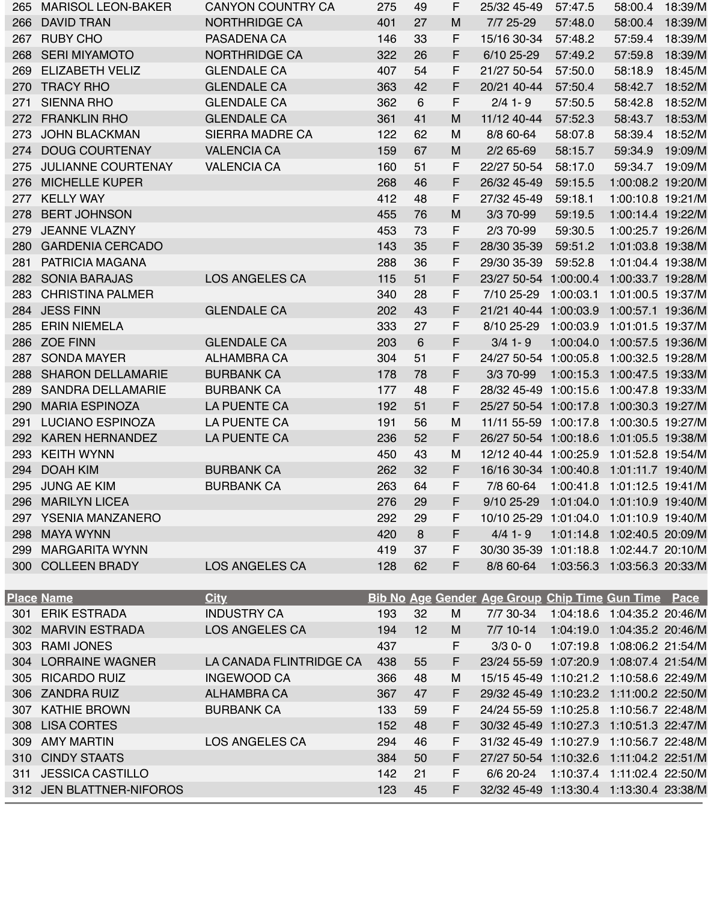| Place | Name | City | Bib No | Age | Gender | Age Group | Chip Time | Gun Time | Pace |
|---|---|---|---|---|---|---|---|---|---|
| 265 | MARISOL LEON-BAKER | CANYON COUNTRY CA | 275 | 49 | F | 25/32 45-49 | 57:47.5 | 58:00.4 | 18:39/M |
| 266 | DAVID TRAN | NORTHRIDGE CA | 401 | 27 | M | 7/7 25-29 | 57:48.0 | 58:00.4 | 18:39/M |
| 267 | RUBY CHO | PASADENA CA | 146 | 33 | F | 15/16 30-34 | 57:48.2 | 57:59.4 | 18:39/M |
| 268 | SERI MIYAMOTO | NORTHRIDGE CA | 322 | 26 | F | 6/10 25-29 | 57:49.2 | 57:59.8 | 18:39/M |
| 269 | ELIZABETH VELIZ | GLENDALE CA | 407 | 54 | F | 21/27 50-54 | 57:50.0 | 58:18.9 | 18:45/M |
| 270 | TRACY RHO | GLENDALE CA | 363 | 42 | F | 20/21 40-44 | 57:50.4 | 58:42.7 | 18:52/M |
| 271 | SIENNA RHO | GLENDALE CA | 362 | 6 | F | 2/4 1- 9 | 57:50.5 | 58:42.8 | 18:52/M |
| 272 | FRANKLIN RHO | GLENDALE CA | 361 | 41 | M | 11/12 40-44 | 57:52.3 | 58:43.7 | 18:53/M |
| 273 | JOHN BLACKMAN | SIERRA MADRE CA | 122 | 62 | M | 8/8 60-64 | 58:07.8 | 58:39.4 | 18:52/M |
| 274 | DOUG COURTENAY | VALENCIA CA | 159 | 67 | M | 2/2 65-69 | 58:15.7 | 59:34.9 | 19:09/M |
| 275 | JULIANNE COURTENAY | VALENCIA CA | 160 | 51 | F | 22/27 50-54 | 58:17.0 | 59:34.7 | 19:09/M |
| 276 | MICHELLE KUPER | | 268 | 46 | F | 26/32 45-49 | 59:15.5 | 1:00:08.2 | 19:20/M |
| 277 | KELLY WAY | | 412 | 48 | F | 27/32 45-49 | 59:18.1 | 1:00:10.8 | 19:21/M |
| 278 | BERT JOHNSON | | 455 | 76 | M | 3/3 70-99 | 59:19.5 | 1:00:14.4 | 19:22/M |
| 279 | JEANNE VLAZNY | | 453 | 73 | F | 2/3 70-99 | 59:30.5 | 1:00:25.7 | 19:26/M |
| 280 | GARDENIA CERCADO | | 143 | 35 | F | 28/30 35-39 | 59:51.2 | 1:01:03.8 | 19:38/M |
| 281 | PATRICIA MAGANA | | 288 | 36 | F | 29/30 35-39 | 59:52.8 | 1:01:04.4 | 19:38/M |
| 282 | SONIA BARAJAS | LOS ANGELES CA | 115 | 51 | F | 23/27 50-54 | 1:00:00.4 | 1:00:33.7 | 19:28/M |
| 283 | CHRISTINA PALMER | | 340 | 28 | F | 7/10 25-29 | 1:00:03.1 | 1:01:00.5 | 19:37/M |
| 284 | JESS FINN | GLENDALE CA | 202 | 43 | F | 21/21 40-44 | 1:00:03.9 | 1:00:57.1 | 19:36/M |
| 285 | ERIN NIEMELA | | 333 | 27 | F | 8/10 25-29 | 1:00:03.9 | 1:01:01.5 | 19:37/M |
| 286 | ZOE FINN | GLENDALE CA | 203 | 6 | F | 3/4 1- 9 | 1:00:04.0 | 1:00:57.5 | 19:36/M |
| 287 | SONDA MAYER | ALHAMBRA CA | 304 | 51 | F | 24/27 50-54 | 1:00:05.8 | 1:00:32.5 | 19:28/M |
| 288 | SHARON DELLAMARIE | BURBANK CA | 178 | 78 | F | 3/3 70-99 | 1:00:15.3 | 1:00:47.5 | 19:33/M |
| 289 | SANDRA DELLAMARIE | BURBANK CA | 177 | 48 | F | 28/32 45-49 | 1:00:15.6 | 1:00:47.8 | 19:33/M |
| 290 | MARIA ESPINOZA | LA PUENTE CA | 192 | 51 | F | 25/27 50-54 | 1:00:17.8 | 1:00:30.3 | 19:27/M |
| 291 | LUCIANO ESPINOZA | LA PUENTE CA | 191 | 56 | M | 11/11 55-59 | 1:00:17.8 | 1:00:30.5 | 19:27/M |
| 292 | KAREN HERNANDEZ | LA PUENTE CA | 236 | 52 | F | 26/27 50-54 | 1:00:18.6 | 1:01:05.5 | 19:38/M |
| 293 | KEITH WYNN | | 450 | 43 | M | 12/12 40-44 | 1:00:25.9 | 1:01:52.8 | 19:54/M |
| 294 | DOAH KIM | BURBANK CA | 262 | 32 | F | 16/16 30-34 | 1:00:40.8 | 1:01:11.7 | 19:40/M |
| 295 | JUNG AE KIM | BURBANK CA | 263 | 64 | F | 7/8 60-64 | 1:00:41.8 | 1:01:12.5 | 19:41/M |
| 296 | MARILYN LICEA | | 276 | 29 | F | 9/10 25-29 | 1:01:04.0 | 1:01:10.9 | 19:40/M |
| 297 | YSENIA MANZANERO | | 292 | 29 | F | 10/10 25-29 | 1:01:04.0 | 1:01:10.9 | 19:40/M |
| 298 | MAYA WYNN | | 420 | 8 | F | 4/4 1- 9 | 1:01:14.8 | 1:02:40.5 | 20:09/M |
| 299 | MARGARITA WYNN | | 419 | 37 | F | 30/30 35-39 | 1:01:18.8 | 1:02:44.7 | 20:10/M |
| 300 | COLLEEN BRADY | LOS ANGELES CA | 128 | 62 | F | 8/8 60-64 | 1:03:56.3 | 1:03:56.3 | 20:33/M |
| 301 | ERIK ESTRADA | INDUSTRY CA | 193 | 32 | M | 7/7 30-34 | 1:04:18.6 | 1:04:35.2 | 20:46/M |
| 302 | MARVIN ESTRADA | LOS ANGELES CA | 194 | 12 | M | 7/7 10-14 | 1:04:19.0 | 1:04:35.2 | 20:46/M |
| 303 | RAMI JONES | | 437 | | F | 3/3 0- 0 | 1:07:19.8 | 1:08:06.2 | 21:54/M |
| 304 | LORRAINE WAGNER | LA CANADA FLINTRIDGE CA | 438 | 55 | F | 23/24 55-59 | 1:07:20.9 | 1:08:07.4 | 21:54/M |
| 305 | RICARDO RUIZ | INGEWOOD CA | 366 | 48 | M | 15/15 45-49 | 1:10:21.2 | 1:10:58.6 | 22:49/M |
| 306 | ZANDRA RUIZ | ALHAMBRA CA | 367 | 47 | F | 29/32 45-49 | 1:10:23.2 | 1:11:00.2 | 22:50/M |
| 307 | KATHIE BROWN | BURBANK CA | 133 | 59 | F | 24/24 55-59 | 1:10:25.8 | 1:10:56.7 | 22:48/M |
| 308 | LISA CORTES | | 152 | 48 | F | 30/32 45-49 | 1:10:27.3 | 1:10:51.3 | 22:47/M |
| 309 | AMY MARTIN | LOS ANGELES CA | 294 | 46 | F | 31/32 45-49 | 1:10:27.9 | 1:10:56.7 | 22:48/M |
| 310 | CINDY STAATS | | 384 | 50 | F | 27/27 50-54 | 1:10:32.6 | 1:11:04.2 | 22:51/M |
| 311 | JESSICA CASTILLO | | 142 | 21 | F | 6/6 20-24 | 1:10:37.4 | 1:11:02.4 | 22:50/M |
| 312 | JEN BLATTNER-NIFOROS | | 123 | 45 | F | 32/32 45-49 | 1:13:30.4 | 1:13:30.4 | 23:38/M |